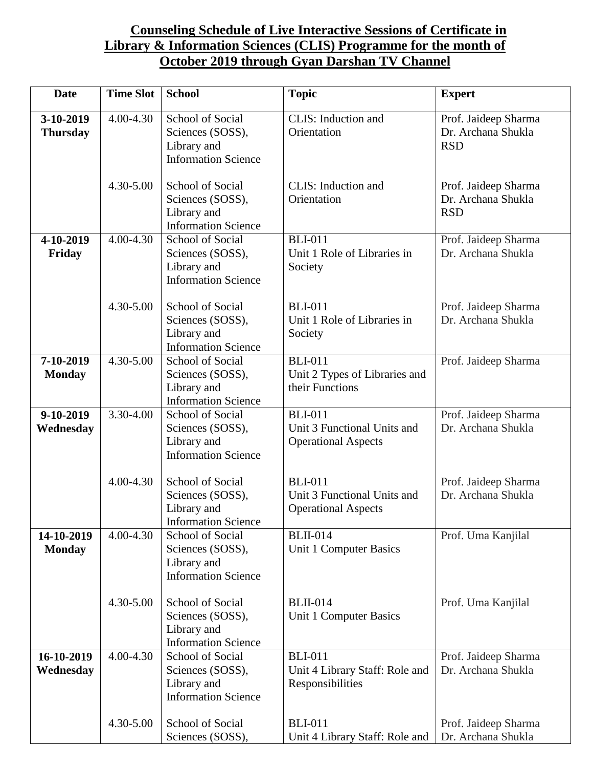# Counseling Schedule of Live Interactive Sessions of Certificate in Library & Information Sciences (CLIS) Programme for the month of October 2019 through Gyan Darshan TV Channel

| Date | Time Slot | School | Topic | Expert |
|---|---|---|---|---|
| **3-10-2019 Thursday** | 4.00-4.30 | School of Social Sciences (SOSS), Library and Information Science | CLIS: Induction and Orientation | Prof. Jaideep Sharma<br>Dr. Archana Shukla<br>RSD |
| | 4.30-5.00 | School of Social Sciences (SOSS), Library and Information Science | CLIS: Induction and Orientation | Prof. Jaideep Sharma<br>Dr. Archana Shukla<br>RSD |
| **4-10-2019 Friday** | 4.00-4.30 | School of Social Sciences (SOSS), Library and Information Science | BLI-011<br>Unit 1 Role of Libraries in Society | Prof. Jaideep Sharma<br>Dr. Archana Shukla |
| | 4.30-5.00 | School of Social Sciences (SOSS), Library and Information Science | BLI-011<br>Unit 1 Role of Libraries in Society | Prof. Jaideep Sharma<br>Dr. Archana Shukla |
| **7-10-2019 Monday** | 4.30-5.00 | School of Social Sciences (SOSS), Library and Information Science | BLI-011<br>Unit 2 Types of Libraries and their Functions | Prof. Jaideep Sharma |
| **9-10-2019 Wednesday** | 3.30-4.00 | School of Social Sciences (SOSS), Library and Information Science | BLI-011<br>Unit 3 Functional Units and Operational Aspects | Prof. Jaideep Sharma<br>Dr. Archana Shukla |
| | 4.00-4.30 | School of Social Sciences (SOSS), Library and Information Science | BLI-011<br>Unit 3 Functional Units and Operational Aspects | Prof. Jaideep Sharma<br>Dr. Archana Shukla |
| **14-10-2019 Monday** | 4.00-4.30 | School of Social Sciences (SOSS), Library and Information Science | BLII-014<br>Unit 1 Computer Basics | Prof. Uma Kanjilal |
| | 4.30-5.00 | School of Social Sciences (SOSS), Library and Information Science | BLII-014<br>Unit 1 Computer Basics | Prof. Uma Kanjilal |
| **16-10-2019 Wednesday** | 4.00-4.30 | School of Social Sciences (SOSS), Library and Information Science | BLI-011<br>Unit 4 Library Staff: Role and Responsibilities | Prof. Jaideep Sharma<br>Dr. Archana Shukla |
| | 4.30-5.00 | School of Social Sciences (SOSS), | BLI-011<br>Unit 4 Library Staff: Role and | Prof. Jaideep Sharma<br>Dr. Archana Shukla |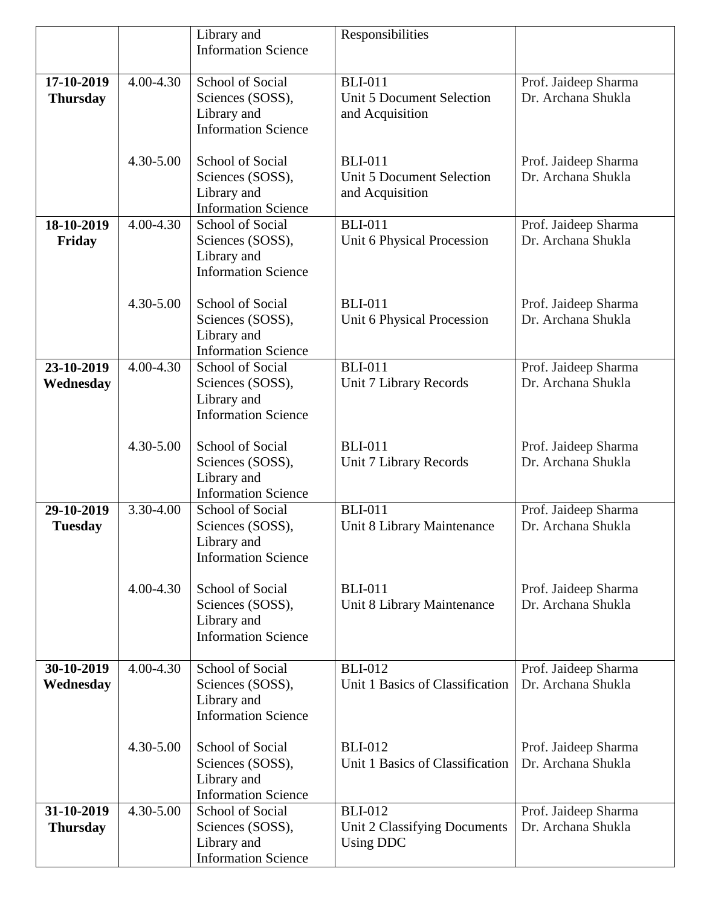| | | | | |
|---|---|---|---|---|
| | | Library and Information Science | Responsibilities | |
| **17-10-2019 Thursday** | 4.00-4.30 | School of Social Sciences (SOSS), Library and Information Science | BLI-011 Unit 5 Document Selection and Acquisition | Prof. Jaideep Sharma Dr. Archana Shukla |
| | 4.30-5.00 | School of Social Sciences (SOSS), Library and Information Science | BLI-011 Unit 5 Document Selection and Acquisition | Prof. Jaideep Sharma Dr. Archana Shukla |
| **18-10-2019 Friday** | 4.00-4.30 | School of Social Sciences (SOSS), Library and Information Science | BLI-011 Unit 6 Physical Procession | Prof. Jaideep Sharma Dr. Archana Shukla |
| | 4.30-5.00 | School of Social Sciences (SOSS), Library and Information Science | BLI-011 Unit 6 Physical Procession | Prof. Jaideep Sharma Dr. Archana Shukla |
| **23-10-2019 Wednesday** | 4.00-4.30 | School of Social Sciences (SOSS), Library and Information Science | BLI-011 Unit 7 Library Records | Prof. Jaideep Sharma Dr. Archana Shukla |
| | 4.30-5.00 | School of Social Sciences (SOSS), Library and Information Science | BLI-011 Unit 7 Library Records | Prof. Jaideep Sharma Dr. Archana Shukla |
| **29-10-2019 Tuesday** | 3.30-4.00 | School of Social Sciences (SOSS), Library and Information Science | BLI-011 Unit 8 Library Maintenance | Prof. Jaideep Sharma Dr. Archana Shukla |
| | 4.00-4.30 | School of Social Sciences (SOSS), Library and Information Science | BLI-011 Unit 8 Library Maintenance | Prof. Jaideep Sharma Dr. Archana Shukla |
| **30-10-2019 Wednesday** | 4.00-4.30 | School of Social Sciences (SOSS), Library and Information Science | BLI-012 Unit 1 Basics of Classification | Prof. Jaideep Sharma Dr. Archana Shukla |
| | 4.30-5.00 | School of Social Sciences (SOSS), Library and Information Science | BLI-012 Unit 1 Basics of Classification | Prof. Jaideep Sharma Dr. Archana Shukla |
| **31-10-2019 Thursday** | 4.30-5.00 | School of Social Sciences (SOSS), Library and Information Science | BLI-012 Unit 2 Classifying Documents Using DDC | Prof. Jaideep Sharma Dr. Archana Shukla |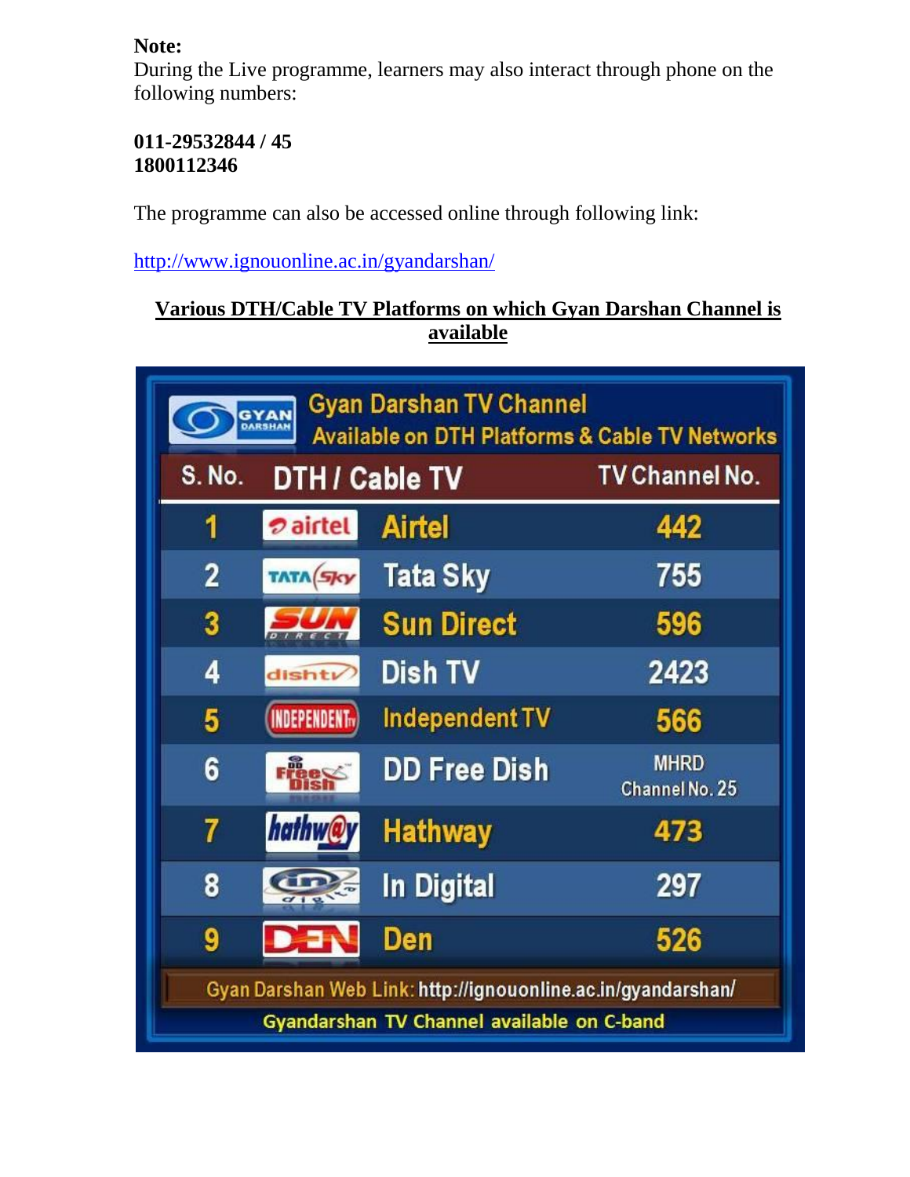**Note:**
During the Live programme, learners may also interact through phone on the following numbers:

**011-29532844 / 45**
**1800112346**

The programme can also be accessed online through following link:

http://www.ignouonline.ac.in/gyandarshan/

**Various DTH/Cable TV Platforms on which Gyan Darshan Channel is available**

Gyan Darshan TV Channel
Available on DTH Platforms & Cable TV Networks

| S. No. | DTH / Cable TV | TV Channel No. |
|---|---|---|
| 1 | Airtel | 442 |
| 2 | Tata Sky | 755 |
| 3 | Sun Direct | 596 |
| 4 | Dish TV | 2423 |
| 5 | Independent TV | 566 |
| 6 | DD Free Dish | MHRD Channel No. 25 |
| 7 | Hathway | 473 |
| 8 | In Digital | 297 |
| 9 | Den | 526 |

Gyan Darshan Web Link: http://ignouonline.ac.in/gyandarshan/

Gyandarshan TV Channel available on C-band